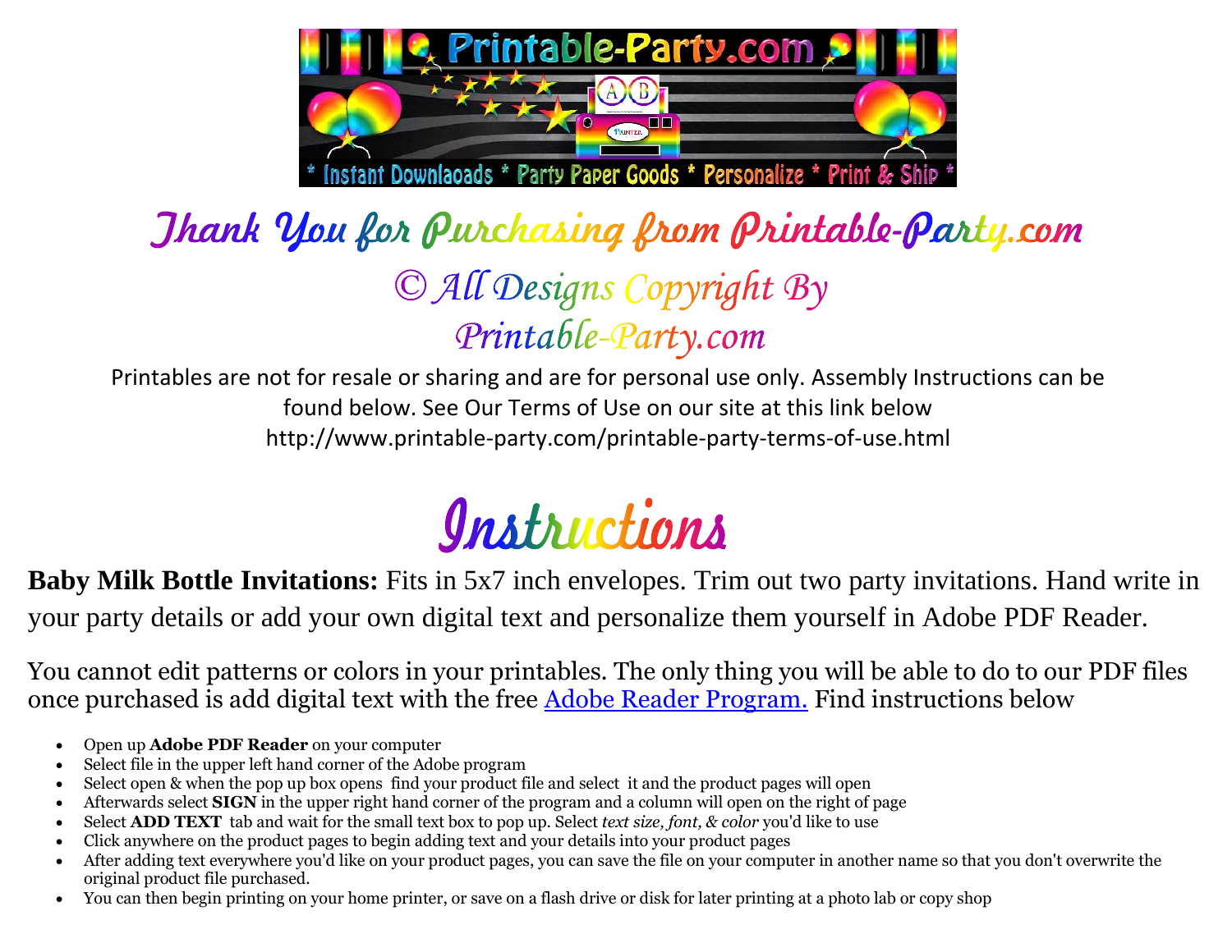# Thank You for Purchasing from Printable-Party.com

## © All Designs Copyright By Printable-Party.com

Printables are not for resale or sharing and are for personal use only. Assembly Instructions can be found below. See Our Terms of Use on our site at this link below
http://www.printable-party.com/printable-party-terms-of-use.html

# Instructions

**Baby Milk Bottle Invitations:** Fits in 5x7 inch envelopes. Trim out two party invitations. Hand write in your party details or add your own digital text and personalize them yourself in Adobe PDF Reader.

You cannot edit patterns or colors in your printables. The only thing you will be able to do to our PDF files once purchased is add digital text with the free Adobe Reader Program. Find instructions below

- Open up **Adobe PDF Reader** on your computer
- Select file in the upper left hand corner of the Adobe program
- Select open & when the pop up box opens find your product file and select it and the product pages will open
- Afterwards select **SIGN** in the upper right hand corner of the program and a column will open on the right of page
- Select **ADD TEXT** tab and wait for the small text box to pop up. Select *text size, font, & color* you'd like to use
- Click anywhere on the product pages to begin adding text and your details into your product pages
- After adding text everywhere you'd like on your product pages, you can save the file on your computer in another name so that you don't overwrite the original product file purchased.
- You can then begin printing on your home printer, or save on a flash drive or disk for later printing at a photo lab or copy shop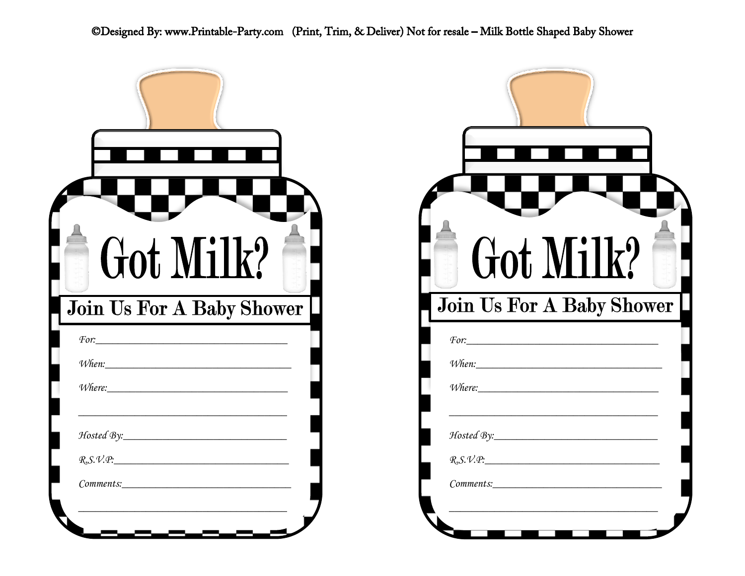©Designed By: www.Printable-Party.com (Print, Trim, & Deliver) Not for resale – Milk Bottle Shaped Baby Shower

# Got Milk?

## Join Us For A Baby Shower

*For:*\_\_\_\_\_\_\_\_\_\_\_\_\_\_\_\_\_\_\_\_\_\_\_\_\_\_\_\_\_\_\_\_\_\_\_\_

*When:*\_\_\_\_\_\_\_\_\_\_\_\_\_\_\_\_\_\_\_\_\_\_\_\_\_\_\_\_\_\_\_\_\_\_

*Where:*\_\_\_\_\_\_\_\_\_\_\_\_\_\_\_\_\_\_\_\_\_\_\_\_\_\_\_\_\_\_\_\_\_

\_\_\_\_\_\_\_\_\_\_\_\_\_\_\_\_\_\_\_\_\_\_\_\_\_\_\_\_\_\_\_\_\_\_\_\_\_\_\_

*Hosted By:*\_\_\_\_\_\_\_\_\_\_\_\_\_\_\_\_\_\_\_\_\_\_\_\_\_\_\_\_\_

*R.S.V.P:*\_\_\_\_\_\_\_\_\_\_\_\_\_\_\_\_\_\_\_\_\_\_\_\_\_\_\_\_\_\_\_\_

*Comments:*\_\_\_\_\_\_\_\_\_\_\_\_\_\_\_\_\_\_\_\_\_\_\_\_\_\_\_\_\_\_

\_\_\_\_\_\_\_\_\_\_\_\_\_\_\_\_\_\_\_\_\_\_\_\_\_\_\_\_\_\_\_\_\_\_\_\_\_\_\_

# Got Milk?

## Join Us For A Baby Shower

*For:*\_\_\_\_\_\_\_\_\_\_\_\_\_\_\_\_\_\_\_\_\_\_\_\_\_\_\_\_\_\_\_\_\_\_\_\_

*When:*\_\_\_\_\_\_\_\_\_\_\_\_\_\_\_\_\_\_\_\_\_\_\_\_\_\_\_\_\_\_\_\_\_\_

*Where:*\_\_\_\_\_\_\_\_\_\_\_\_\_\_\_\_\_\_\_\_\_\_\_\_\_\_\_\_\_\_\_\_\_

\_\_\_\_\_\_\_\_\_\_\_\_\_\_\_\_\_\_\_\_\_\_\_\_\_\_\_\_\_\_\_\_\_\_\_\_\_\_\_

*Hosted By:*\_\_\_\_\_\_\_\_\_\_\_\_\_\_\_\_\_\_\_\_\_\_\_\_\_\_\_\_\_

*R.S.V.P:*\_\_\_\_\_\_\_\_\_\_\_\_\_\_\_\_\_\_\_\_\_\_\_\_\_\_\_\_\_\_\_\_

*Comments:*\_\_\_\_\_\_\_\_\_\_\_\_\_\_\_\_\_\_\_\_\_\_\_\_\_\_\_\_\_\_

\_\_\_\_\_\_\_\_\_\_\_\_\_\_\_\_\_\_\_\_\_\_\_\_\_\_\_\_\_\_\_\_\_\_\_\_\_\_\_